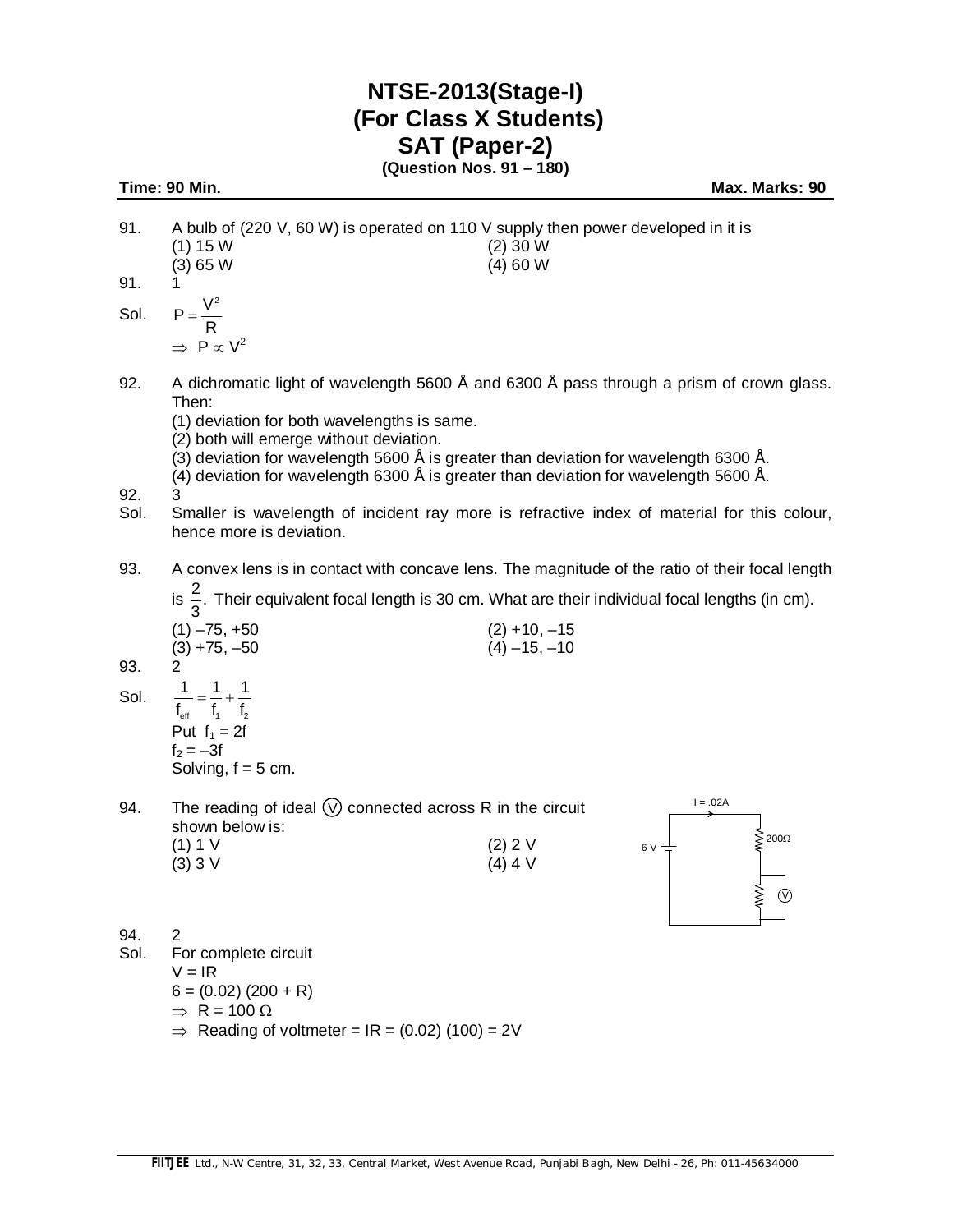# NTSE-2013(Stage-I)
# (For Class X Students)
# SAT (Paper-2)
**(Question Nos. 91 – 180)**

**Time: 90 Min.** **Max. Marks: 90**

91. A bulb of (220 V, 60 W) is operated on 110 V supply then power developed in it is
(1) 15 W (2) 30 W
(3) 65 W (4) 60 W

91. 1

Sol. $P = \frac{V^2}{R}$
$\Rightarrow P \propto V^2$

92. A dichromatic light of wavelength 5600 Å and 6300 Å pass through a prism of crown glass. Then:
(1) deviation for both wavelengths is same.
(2) both will emerge without deviation.
(3) deviation for wavelength 5600 Å is greater than deviation for wavelength 6300 Å.
(4) deviation for wavelength 6300 Å is greater than deviation for wavelength 5600 Å.

92. 3

Sol. Smaller is wavelength of incident ray more is refractive index of material for this colour, hence more is deviation.

93. A convex lens is in contact with concave lens. The magnitude of the ratio of their focal length is $\frac{2}{3}$. Their equivalent focal length is 30 cm. What are their individual focal lengths (in cm).
(1) –75, +50 (2) +10, –15
(3) +75, –50 (4) –15, –10

93. 2

Sol. $\frac{1}{f_{eff}} = \frac{1}{f_1} + \frac{1}{f_2}$
Put $f_1 = 2f$
$f_2 = -3f$
Solving, f = 5 cm.

94. The reading of ideal Ⓥ connected across R in the circuit shown below is:
(1) 1 V (2) 2 V
(3) 3 V (4) 4 V

I = .02A, 6 V, 200Ω

94. 2

Sol. For complete circuit
$V = IR$
$6 = (0.02)(200 + R)$
$\Rightarrow R = 100\ \Omega$
$\Rightarrow$ Reading of voltmeter = IR = (0.02) (100) = 2V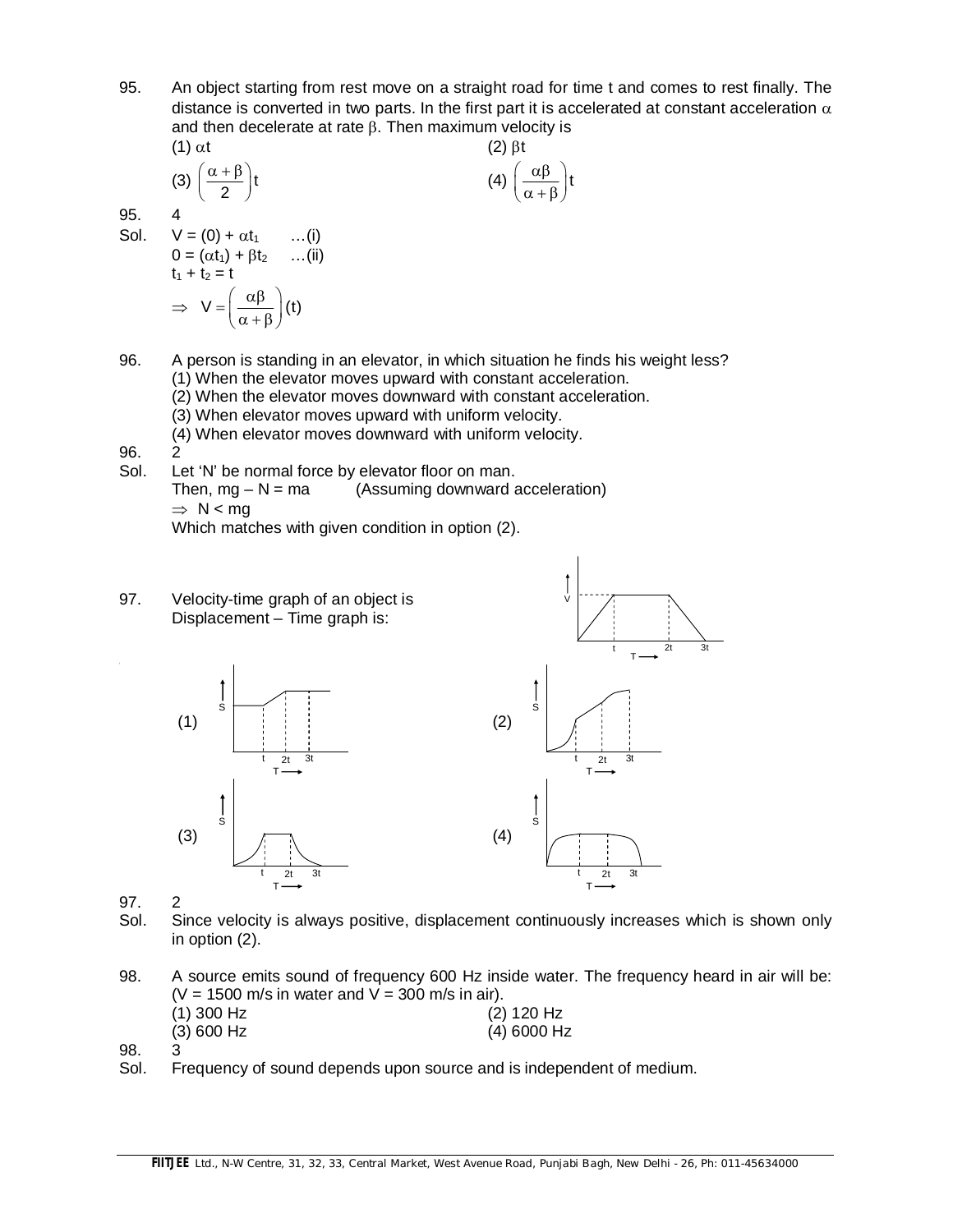95. An object starting from rest move on a straight road for time t and comes to rest finally. The distance is converted in two parts. In the first part it is accelerated at constant acceleration $\alpha$ and then decelerate at rate $\beta$. Then maximum velocity is

(1) $\alpha t$
(2) $\beta t$
(3) $\left(\frac{\alpha+\beta}{2}\right)t$
(4) $\left(\frac{\alpha\beta}{\alpha+\beta}\right)t$

95. 4

Sol. $V = (0) + \alpha t_1$ ...(i)

$0 = (\alpha t_1) + \beta t_2$ ...(ii)

$t_1 + t_2 = t$

$\Rightarrow \; V = \left(\frac{\alpha\beta}{\alpha+\beta}\right)(t)$

96. A person is standing in an elevator, in which situation he finds his weight less?

(1) When the elevator moves upward with constant acceleration.
(2) When the elevator moves downward with constant acceleration.
(3) When elevator moves upward with uniform velocity.
(4) When elevator moves downward with uniform velocity.

96. 2

Sol. Let 'N' be normal force by elevator floor on man.

Then, $mg - N = ma$ (Assuming downward acceleration)

$\Rightarrow \; N < mg$

Which matches with given condition in option (2).

97. Velocity-time graph of an object is
Displacement – Time graph is:

(1)
(2)
(3)
(4)

97. 2

Sol. Since velocity is always positive, displacement continuously increases which is shown only in option (2).

98. A source emits sound of frequency 600 Hz inside water. The frequency heard in air will be: ($V = 1500$ m/s in water and $V = 300$ m/s in air).

(1) 300 Hz
(2) 120 Hz
(3) 600 Hz
(4) 6000 Hz

98. 3

Sol. Frequency of sound depends upon source and is independent of medium.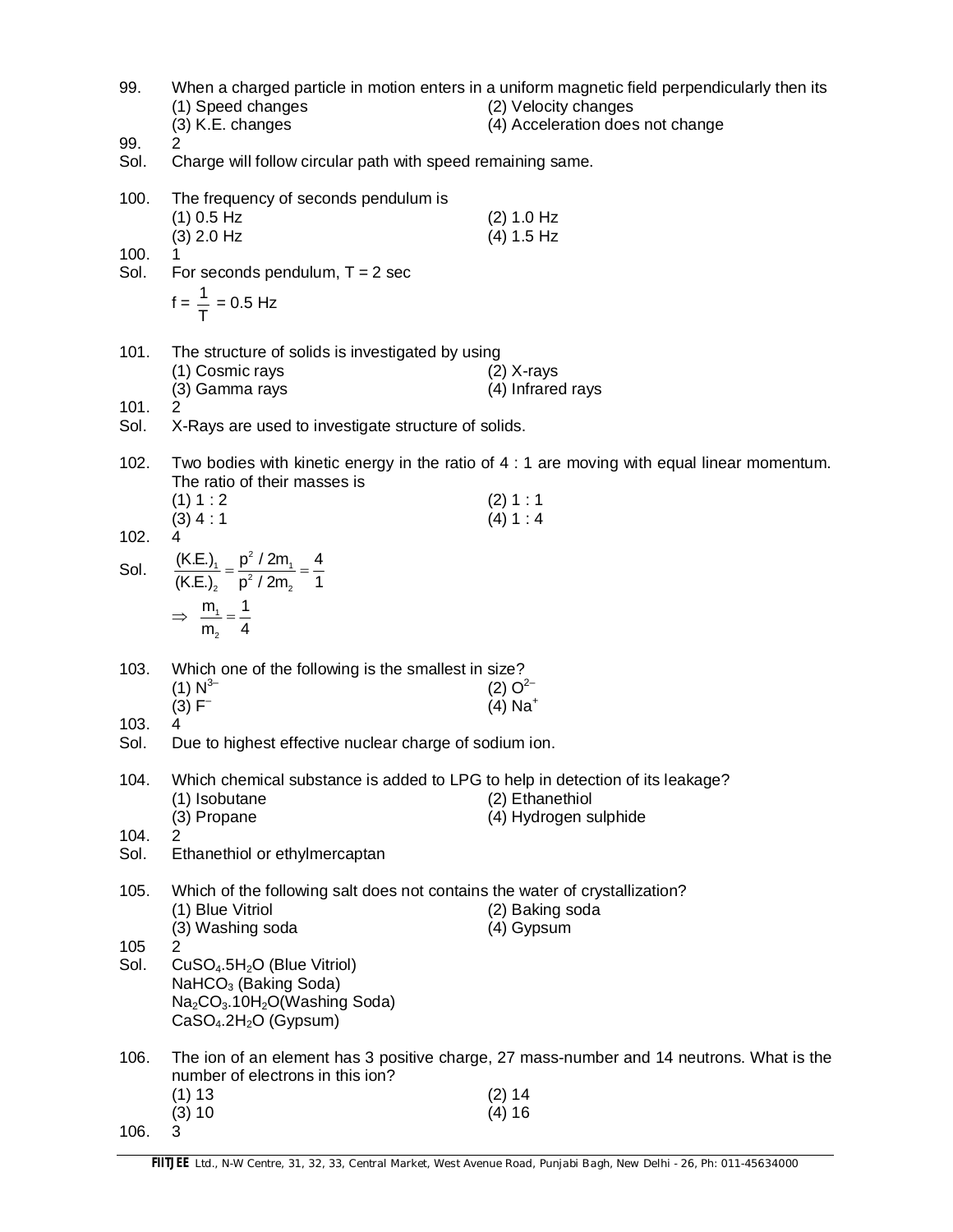99. When a charged particle in motion enters in a uniform magnetic field perpendicularly then its
(1) Speed changes (2) Velocity changes
(3) K.E. changes (4) Acceleration does not change

99. 2

Sol. Charge will follow circular path with speed remaining same.

100. The frequency of seconds pendulum is
(1) 0.5 Hz (2) 1.0 Hz
(3) 2.0 Hz (4) 1.5 Hz

100. 1

Sol. For seconds pendulum, T = 2 sec

$$f = \frac{1}{T} = 0.5 \text{ Hz}$$

101. The structure of solids is investigated by using
(1) Cosmic rays (2) X-rays
(3) Gamma rays (4) Infrared rays

101. 2

Sol. X-Rays are used to investigate structure of solids.

102. Two bodies with kinetic energy in the ratio of 4 : 1 are moving with equal linear momentum. The ratio of their masses is
(1) 1 : 2 (2) 1 : 1
(3) 4 : 1 (4) 1 : 4

102. 4

Sol. $$\frac{(K.E.)_1}{(K.E.)_2} = \frac{p^2 / 2m_1}{p^2 / 2m_2} = \frac{4}{1}$$

$$\Rightarrow \frac{m_1}{m_2} = \frac{1}{4}$$

103. Which one of the following is the smallest in size?
(1) $N^{3-}$ (2) $O^{2-}$
(3) $F^{-}$ (4) $Na^{+}$

103. 4

Sol. Due to highest effective nuclear charge of sodium ion.

104. Which chemical substance is added to LPG to help in detection of its leakage?
(1) Isobutane (2) Ethanethiol
(3) Propane (4) Hydrogen sulphide

104. 2

Sol. Ethanethiol or ethylmercaptan

105. Which of the following salt does not contains the water of crystallization?
(1) Blue Vitriol (2) Baking soda
(3) Washing soda (4) Gypsum

105 2

Sol. $CuSO_4.5H_2O$ (Blue Vitriol)
$NaHCO_3$ (Baking Soda)
$Na_2CO_3.10H_2O$(Washing Soda)
$CaSO_4.2H_2O$ (Gypsum)

106. The ion of an element has 3 positive charge, 27 mass-number and 14 neutrons. What is the number of electrons in this ion?
(1) 13 (2) 14
(3) 10 (4) 16

106. 3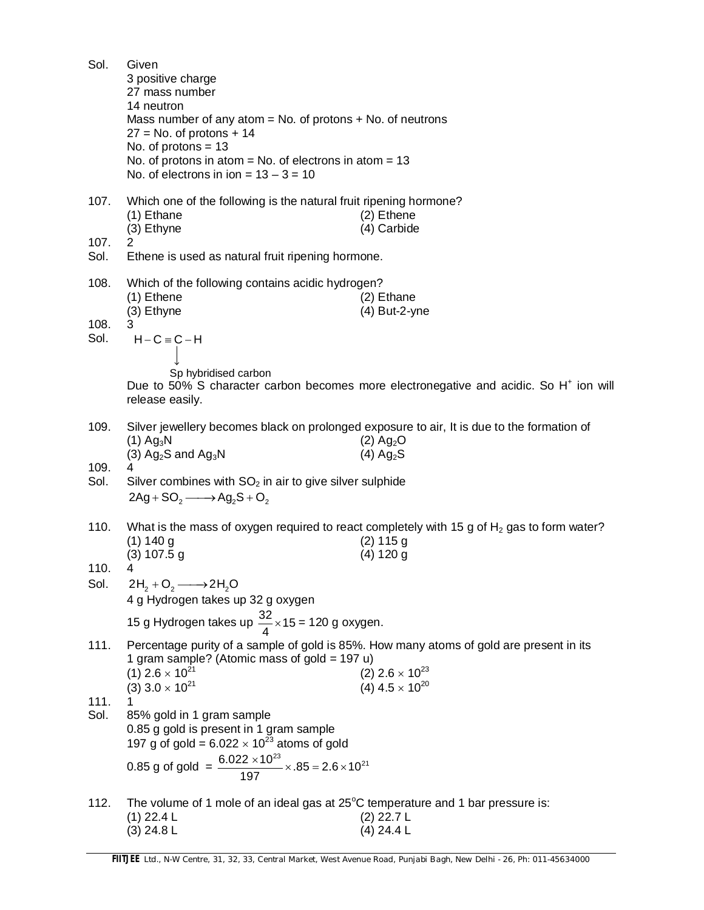Sol. Given
3 positive charge
27 mass number
14 neutron
Mass number of any atom = No. of protons + No. of neutrons
27 = No. of protons + 14
No. of protons = 13
No. of protons in atom = No. of electrons in atom = 13
No. of electrons in ion = 13 – 3 = 10

107. Which one of the following is the natural fruit ripening hormone?
(1) Ethane (2) Ethene
(3) Ethyne (4) Carbide

107. 2
Sol. Ethene is used as natural fruit ripening hormone.

108. Which of the following contains acidic hydrogen?
(1) Ethene (2) Ethane
(3) Ethyne (4) But-2-yne

108. 3
Sol. $H-C\equiv C-H$
$\downarrow$
Sp hybridised carbon
Due to 50% S character carbon becomes more electronegative and acidic. So $H^+$ ion will release easily.

109. Silver jewellery becomes black on prolonged exposure to air, It is due to the formation of
(1) $Ag_3N$ (2) $Ag_2O$
(3) $Ag_2S$ and $Ag_3N$ (4) $Ag_2S$

109. 4
Sol. Silver combines with $SO_2$ in air to give silver sulphide
$2Ag + SO_2 \longrightarrow Ag_2S + O_2$

110. What is the mass of oxygen required to react completely with 15 g of $H_2$ gas to form water?
(1) 140 g (2) 115 g
(3) 107.5 g (4) 120 g

110. 4
Sol. $2H_2 + O_2 \longrightarrow 2H_2O$
4 g Hydrogen takes up 32 g oxygen
15 g Hydrogen takes up $\frac{32}{4} \times 15$ = 120 g oxygen.

111. Percentage purity of a sample of gold is 85%. How many atoms of gold are present in its 1 gram sample? (Atomic mass of gold = 197 u)
(1) $2.6 \times 10^{21}$ (2) $2.6 \times 10^{23}$
(3) $3.0 \times 10^{21}$ (4) $4.5 \times 10^{20}$

111. 1
Sol. 85% gold in 1 gram sample
0.85 g gold is present in 1 gram sample
197 g of gold = $6.022 \times 10^{23}$ atoms of gold
0.85 g of gold $= \frac{6.022 \times 10^{23}}{197} \times .85 = 2.6 \times 10^{21}$

112. The volume of 1 mole of an ideal gas at 25°C temperature and 1 bar pressure is:
(1) 22.4 L (2) 22.7 L
(3) 24.8 L (4) 24.4 L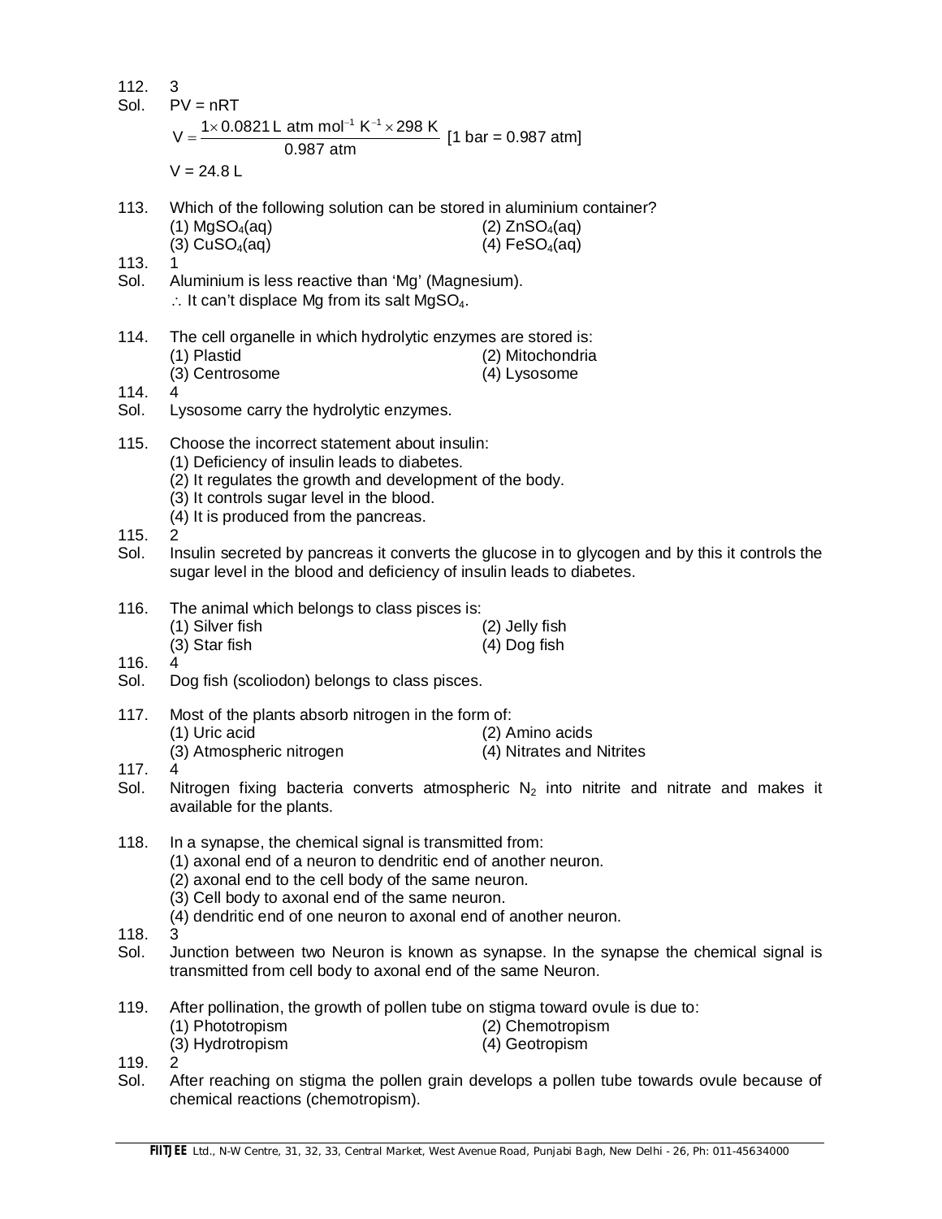112. 3

Sol. PV = nRT

$$V = \frac{1 \times 0.0821 \text{ L atm mol}^{-1} \text{ K}^{-1} \times 298 \text{ K}}{0.987 \text{ atm}} \text{ [1 bar = 0.987 atm]}$$

V = 24.8 L

113. Which of the following solution can be stored in aluminium container?

(1) $MgSO_4(aq)$ (2) $ZnSO_4(aq)$
(3) $CuSO_4(aq)$ (4) $FeSO_4(aq)$

113. 1

Sol. Aluminium is less reactive than 'Mg' (Magnesium).
$\therefore$ It can't displace Mg from its salt $MgSO_4$.

114. The cell organelle in which hydrolytic enzymes are stored is:

(1) Plastid (2) Mitochondria
(3) Centrosome (4) Lysosome

114. 4

Sol. Lysosome carry the hydrolytic enzymes.

115. Choose the incorrect statement about insulin:

(1) Deficiency of insulin leads to diabetes.
(2) It regulates the growth and development of the body.
(3) It controls sugar level in the blood.
(4) It is produced from the pancreas.

115. 2

Sol. Insulin secreted by pancreas it converts the glucose in to glycogen and by this it controls the sugar level in the blood and deficiency of insulin leads to diabetes.

116. The animal which belongs to class pisces is:

(1) Silver fish (2) Jelly fish
(3) Star fish (4) Dog fish

116. 4

Sol. Dog fish (scoliodon) belongs to class pisces.

117. Most of the plants absorb nitrogen in the form of:

(1) Uric acid (2) Amino acids
(3) Atmospheric nitrogen (4) Nitrates and Nitrites

117. 4

Sol. Nitrogen fixing bacteria converts atmospheric $N_2$ into nitrite and nitrate and makes it available for the plants.

118. In a synapse, the chemical signal is transmitted from:

(1) axonal end of a neuron to dendritic end of another neuron.
(2) axonal end to the cell body of the same neuron.
(3) Cell body to axonal end of the same neuron.
(4) dendritic end of one neuron to axonal end of another neuron.

118. 3

Sol. Junction between two Neuron is known as synapse. In the synapse the chemical signal is transmitted from cell body to axonal end of the same Neuron.

119. After pollination, the growth of pollen tube on stigma toward ovule is due to:

(1) Phototropism (2) Chemotropism
(3) Hydrotropism (4) Geotropism

119. 2

Sol. After reaching on stigma the pollen grain develops a pollen tube towards ovule because of chemical reactions (chemotropism).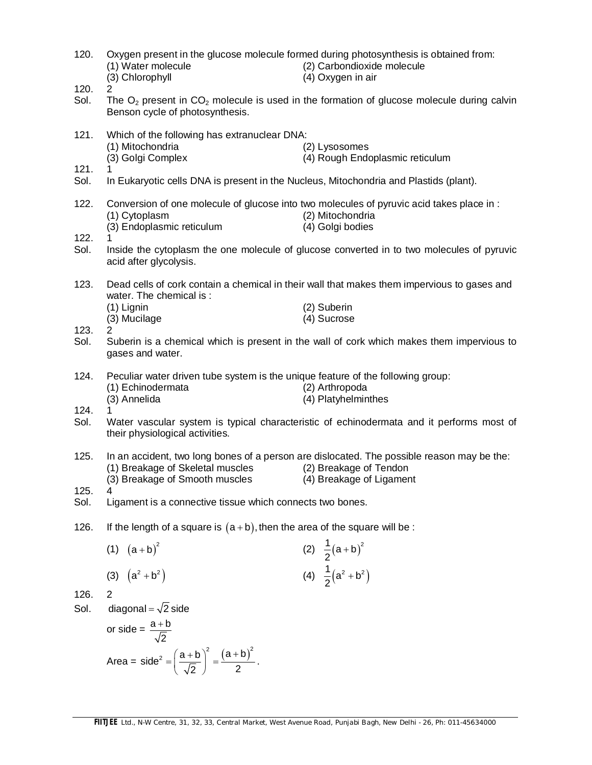120. Oxygen present in the glucose molecule formed during photosynthesis is obtained from:
(1) Water molecule (2) Carbondioxide molecule
(3) Chlorophyll (4) Oxygen in air

120. 2

Sol. The $O_2$ present in $CO_2$ molecule is used in the formation of glucose molecule during calvin Benson cycle of photosynthesis.

121. Which of the following has extranuclear DNA:
(1) Mitochondria (2) Lysosomes
(3) Golgi Complex (4) Rough Endoplasmic reticulum

121. 1

Sol. In Eukaryotic cells DNA is present in the Nucleus, Mitochondria and Plastids (plant).

122. Conversion of one molecule of glucose into two molecules of pyruvic acid takes place in :
(1) Cytoplasm (2) Mitochondria
(3) Endoplasmic reticulum (4) Golgi bodies

122. 1

Sol. Inside the cytoplasm the one molecule of glucose converted in to two molecules of pyruvic acid after glycolysis.

123. Dead cells of cork contain a chemical in their wall that makes them impervious to gases and water. The chemical is :
(1) Lignin (2) Suberin
(3) Mucilage (4) Sucrose

123. 2

Sol. Suberin is a chemical which is present in the wall of cork which makes them impervious to gases and water.

124. Peculiar water driven tube system is the unique feature of the following group:
(1) Echinodermata (2) Arthropoda
(3) Annelida (4) Platyhelminthes

124. 1

Sol. Water vascular system is typical characteristic of echinodermata and it performs most of their physiological activities.

125. In an accident, two long bones of a person are dislocated. The possible reason may be the:
(1) Breakage of Skeletal muscles (2) Breakage of Tendon
(3) Breakage of Smooth muscles (4) Breakage of Ligament

125. 4

Sol. Ligament is a connective tissue which connects two bones.

126. If the length of a square is $(a+b)$, then the area of the square will be :

(1) $(a+b)^2$ (2) $\frac{1}{2}(a+b)^2$

(3) $(a^2+b^2)$ (4) $\frac{1}{2}(a^2+b^2)$

126. 2

Sol. $\text{diagonal} = \sqrt{2}\,\text{side}$

or side = $\frac{a+b}{\sqrt{2}}$

Area = $\text{side}^2 = \left(\frac{a+b}{\sqrt{2}}\right)^2 = \frac{(a+b)^2}{2}$.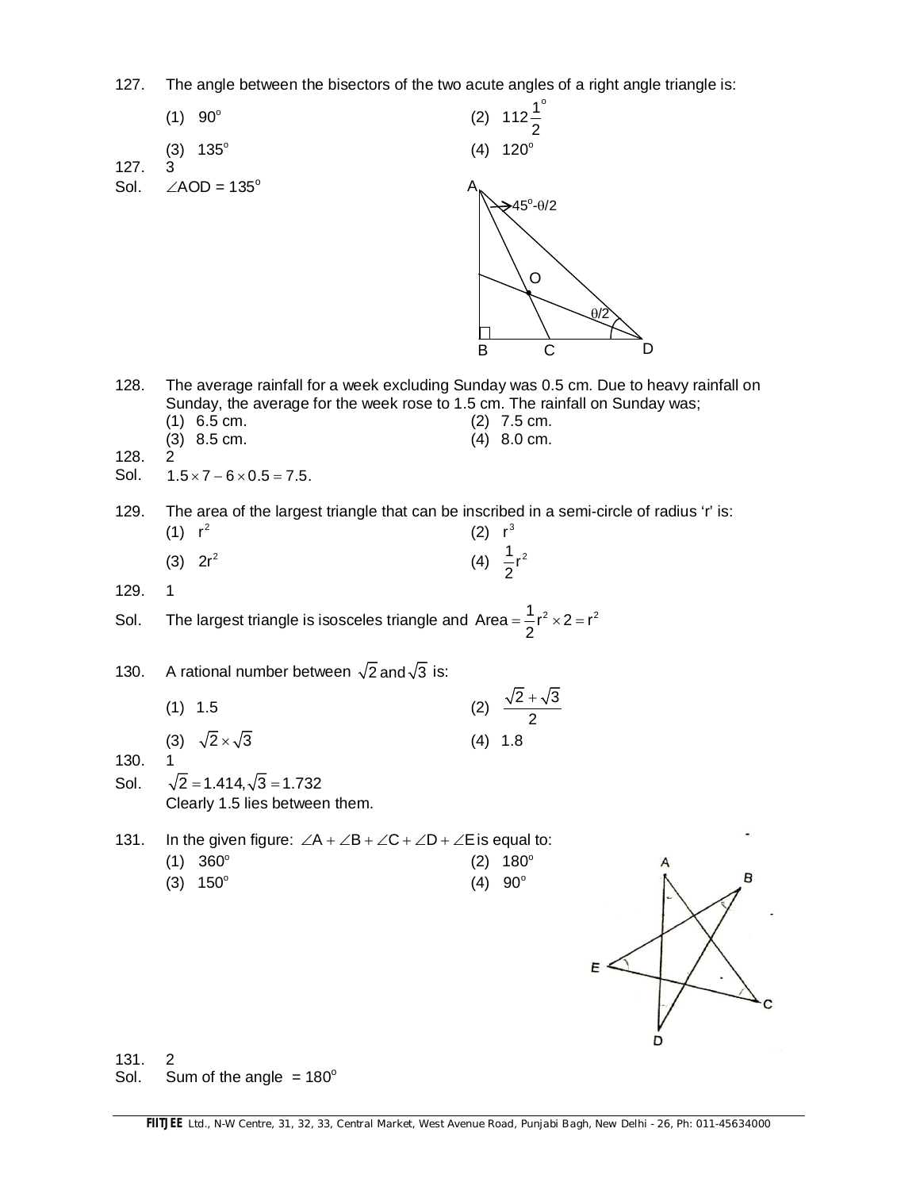127. The angle between the bisectors of the two acute angles of a right angle triangle is:

(1) $90^o$ (2) $112\frac{1}{2}^o$

(3) $135^o$ (4) $120^o$

127. 3

Sol. $\angle AOD = 135^o$

128. The average rainfall for a week excluding Sunday was 0.5 cm. Due to heavy rainfall on Sunday, the average for the week rose to 1.5 cm. The rainfall on Sunday was;

(1) 6.5 cm. (2) 7.5 cm.

(3) 8.5 cm. (4) 8.0 cm.

128. 2

Sol. $1.5 \times 7 - 6 \times 0.5 = 7.5$.

129. The area of the largest triangle that can be inscribed in a semi-circle of radius 'r' is:

(1) $r^2$ (2) $r^3$

(3) $2r^2$ (4) $\frac{1}{2}r^2$

129. 1

Sol. The largest triangle is isosceles triangle and $\text{Area} = \frac{1}{2}r^2 \times 2 = r^2$

130. A rational number between $\sqrt{2}$ and $\sqrt{3}$ is:

(1) 1.5 (2) $\frac{\sqrt{2}+\sqrt{3}}{2}$

(3) $\sqrt{2} \times \sqrt{3}$ (4) 1.8

130. 1

Sol. $\sqrt{2} = 1.414, \sqrt{3} = 1.732$

Clearly 1.5 lies between them.

131. In the given figure: $\angle A + \angle B + \angle C + \angle D + \angle E$ is equal to:

(1) $360^o$ (2) $180^o$

(3) $150^o$ (4) $90^o$

131. 2

Sol. Sum of the angle $= 180^o$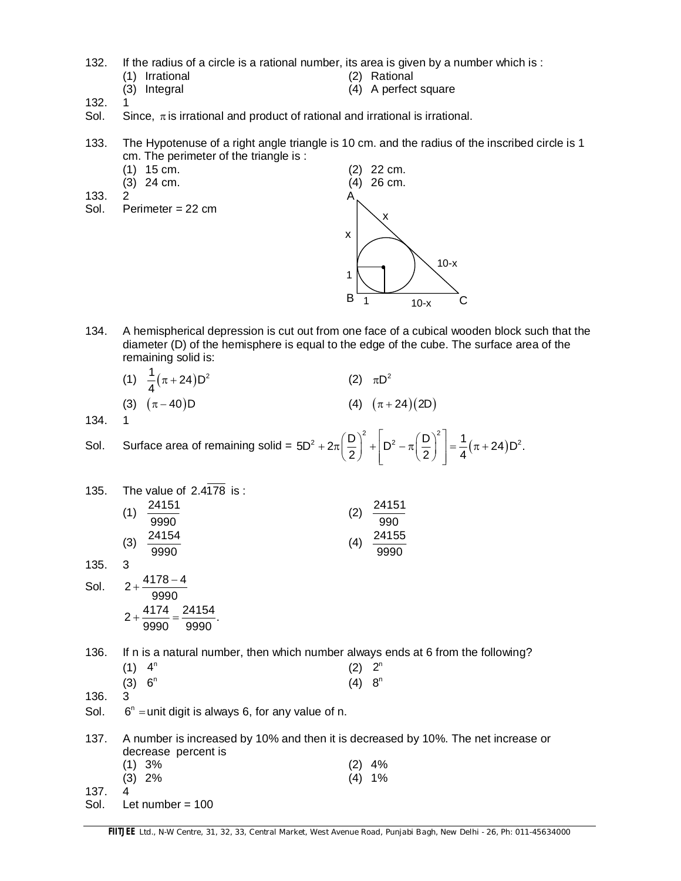132. If the radius of a circle is a rational number, its area is given by a number which is :

(1) Irrational (2) Rational

(3) Integral (4) A perfect square

132. 1

Sol. Since, $\pi$ is irrational and product of rational and irrational is irrational.

133. The Hypotenuse of a right angle triangle is 10 cm. and the radius of the inscribed circle is 1 cm. The perimeter of the triangle is :

(1) 15 cm. (2) 22 cm.

(3) 24 cm. (4) 26 cm.

133. 2

Sol. Perimeter = 22 cm

A, x, x, 1, B, 1, 10-x, C, 10-x

134. A hemispherical depression is cut out from one face of a cubical wooden block such that the diameter (D) of the hemisphere is equal to the edge of the cube. The surface area of the remaining solid is:

(1) $\frac{1}{4}(\pi + 24)D^2$ (2) $\pi D^2$

(3) $(\pi - 40)D$ (4) $(\pi + 24)(2D)$

134. 1

Sol. Surface area of remaining solid = $5D^2 + 2\pi\left(\frac{D}{2}\right)^2 + \left[D^2 - \pi\left(\frac{D}{2}\right)^2\right] = \frac{1}{4}(\pi + 24)D^2.$

135. The value of $2.4\overline{178}$ is :

(1) $\frac{24151}{9990}$ (2) $\frac{24151}{990}$

(3) $\frac{24154}{9990}$ (4) $\frac{24155}{9990}$

135. 3

Sol. $2 + \frac{4178 - 4}{9990}$

$2 + \frac{4174}{9990} = \frac{24154}{9990}.$

136. If n is a natural number, then which number always ends at 6 from the following?

(1) $4^n$ (2) $2^n$

(3) $6^n$ (4) $8^n$

136. 3

Sol. $6^n$ = unit digit is always 6, for any value of n.

137. A number is increased by 10% and then it is decreased by 10%. The net increase or decrease percent is

(1) 3% (2) 4%

(3) 2% (4) 1%

137. 4

Sol. Let number = 100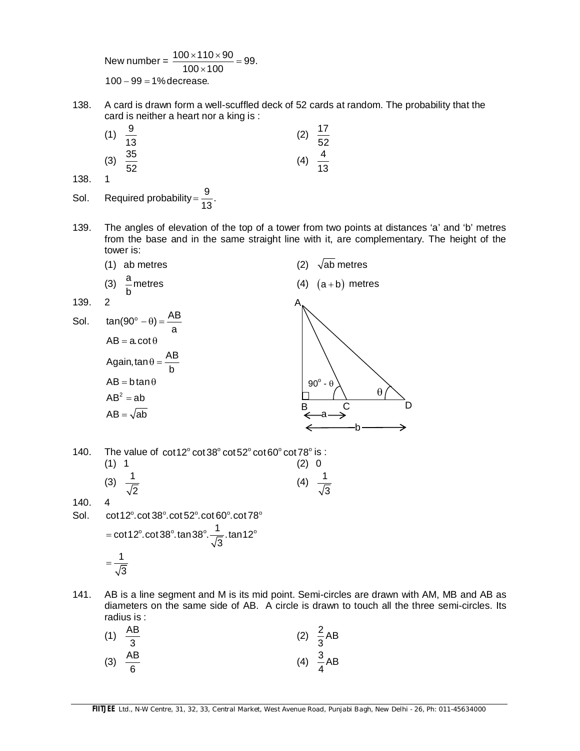New number = $\frac{100 \times 110 \times 90}{100 \times 100} = 99.$

$100 - 99 = 1\%$ decrease.

138. A card is drawn form a well-scuffled deck of 52 cards at random. The probability that the card is neither a heart nor a king is :

(1) $\frac{9}{13}$ (2) $\frac{17}{52}$

(3) $\frac{35}{52}$ (4) $\frac{4}{13}$

138. 1

Sol. Required probability $= \frac{9}{13}$.

139. The angles of elevation of the top of a tower from two points at distances 'a' and 'b' metres from the base and in the same straight line with it, are complementary. The height of the tower is:

(1) ab metres (2) $\sqrt{ab}$ metres

(3) $\frac{a}{b}$ metres (4) $(a+b)$ metres

139. 2

Sol. $\tan(90^o - \theta) = \frac{AB}{a}$

$AB = a.\cot\theta$

Again, $\tan\theta = \frac{AB}{b}$

$AB = b\tan\theta$

$AB^2 = ab$

$AB = \sqrt{ab}$

140. The value of $\cot 12^o \cot 38^o \cot 52^o \cot 60^o \cot 78^o$ is :

(1) 1 (2) 0

(3) $\frac{1}{\sqrt{2}}$ (4) $\frac{1}{\sqrt{3}}$

140. 4

Sol. $\cot 12^o . \cot 38^o . \cot 52^o . \cot 60^o . \cot 78^o$

$= \cot 12^o . \cot 38^o . \tan 38^o . \frac{1}{\sqrt{3}} . \tan 12^o$

$= \frac{1}{\sqrt{3}}$

141. AB is a line segment and M is its mid point. Semi-circles are drawn with AM, MB and AB as diameters on the same side of AB. A circle is drawn to touch all the three semi-circles. Its radius is :

(1) $\frac{AB}{3}$ (2) $\frac{2}{3}AB$

(3) $\frac{AB}{6}$ (4) $\frac{3}{4}AB$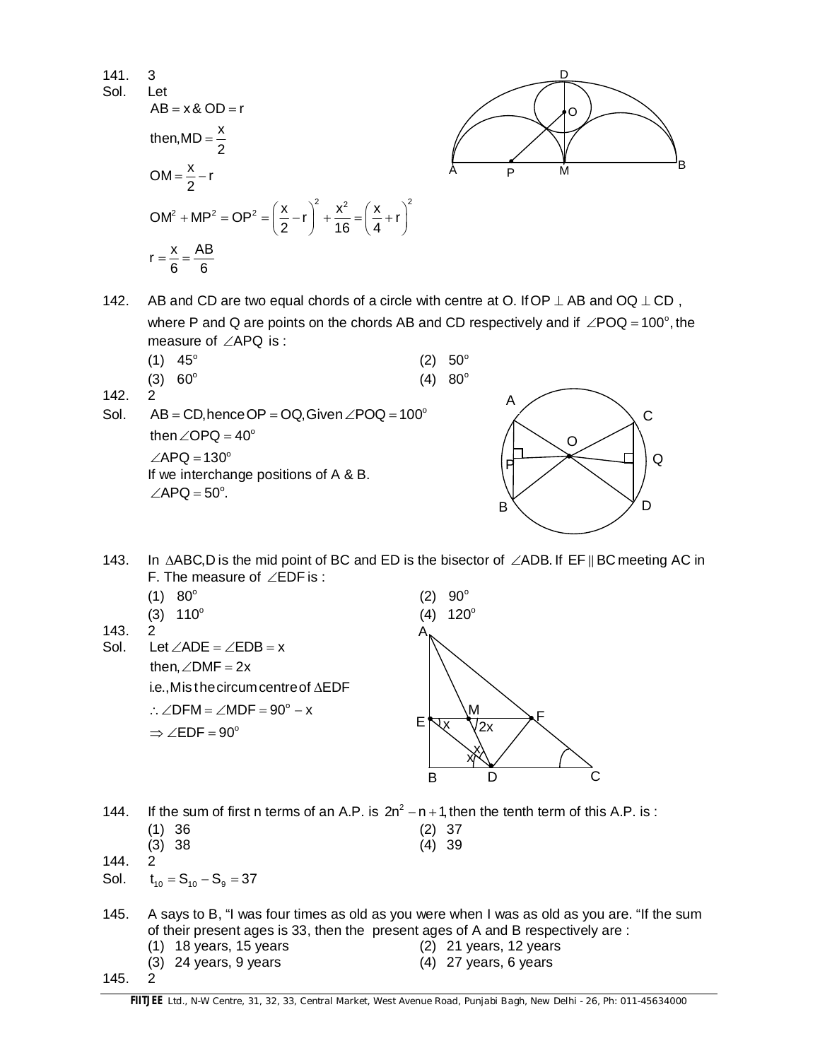141. 3

Sol. Let

$AB = x$ & $OD = r$

then, $MD = \frac{x}{2}$

$OM = \frac{x}{2} - r$

$OM^2 + MP^2 = OP^2 = \left(\frac{x}{2} - r\right)^2 + \frac{x^2}{16} = \left(\frac{x}{4} + r\right)^2$

$r = \frac{x}{6} = \frac{AB}{6}$

142. AB and CD are two equal chords of a circle with centre at O. If $OP \perp AB$ and $OQ \perp CD$, where P and Q are points on the chords AB and CD respectively and if $\angle POQ = 100^o$, the measure of $\angle APQ$ is :

(1) $45^o$
(2) $50^o$
(3) $60^o$
(4) $80^o$

142. 2

Sol. $AB = CD$, hence $OP = OQ$, Given $\angle POQ = 100^o$

then $\angle OPQ = 40^o$

$\angle APQ = 130^o$

If we interchange positions of A & B.

$\angle APQ = 50^o$.

143. In $\Delta ABC$, D is the mid point of BC and ED is the bisector of $\angle ADB$. If $EF \parallel BC$ meeting AC in F. The measure of $\angle EDF$ is :

(1) $80^o$
(2) $90^o$
(3) $110^o$
(4) $120^o$

143. 2

Sol. Let $\angle ADE = \angle EDB = x$

then, $\angle DMF = 2x$

i.e., M is the circum centre of $\Delta EDF$

$\therefore \angle DFM = \angle MDF = 90^o - x$

$\Rightarrow \angle EDF = 90^o$

144. If the sum of first n terms of an A.P. is $2n^2 - n + 1$, then the tenth term of this A.P. is :

(1) 36
(2) 37
(3) 38
(4) 39

144. 2

Sol. $t_{10} = S_{10} - S_9 = 37$

145. A says to B, "I was four times as old as you were when I was as old as you are. "If the sum of their present ages is 33, then the present ages of A and B respectively are :

(1) 18 years, 15 years
(2) 21 years, 12 years
(3) 24 years, 9 years
(4) 27 years, 6 years

145. 2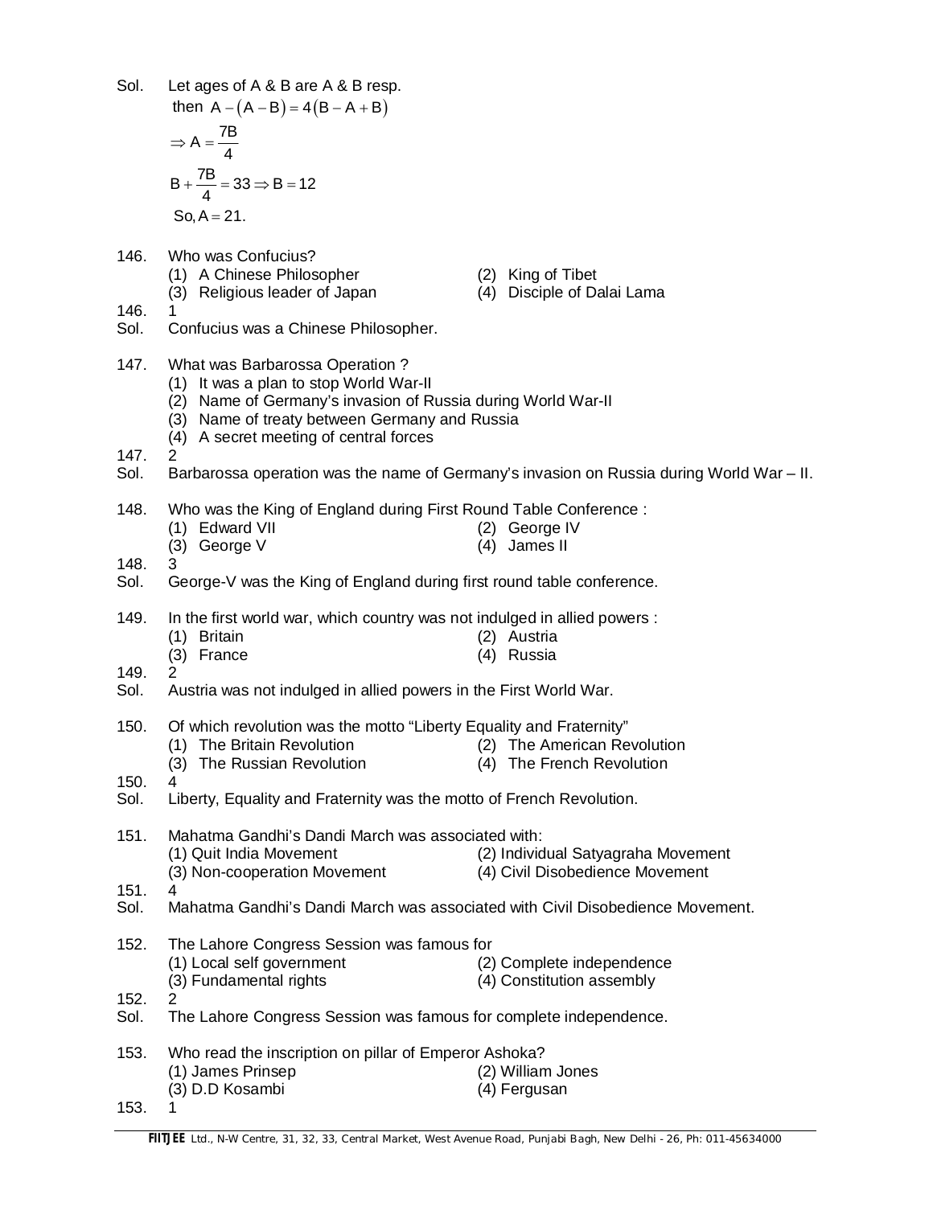Sol. Let ages of A & B are A & B resp.

then $A-(A-B)=4(B-A+B)$

$\Rightarrow A=\frac{7B}{4}$

$B+\frac{7B}{4}=33 \Rightarrow B=12$

So, $A=21$.

146. Who was Confucius?

(1) A Chinese Philosopher
(2) King of Tibet
(3) Religious leader of Japan
(4) Disciple of Dalai Lama

146. 1

Sol. Confucius was a Chinese Philosopher.

147. What was Barbarossa Operation ?

(1) It was a plan to stop World War-II
(2) Name of Germany's invasion of Russia during World War-II
(3) Name of treaty between Germany and Russia
(4) A secret meeting of central forces

147. 2

Sol. Barbarossa operation was the name of Germany's invasion on Russia during World War – II.

148. Who was the King of England during First Round Table Conference :

(1) Edward VII
(2) George IV
(3) George V
(4) James II

148. 3

Sol. George-V was the King of England during first round table conference.

149. In the first world war, which country was not indulged in allied powers :

(1) Britain
(2) Austria
(3) France
(4) Russia

149. 2

Sol. Austria was not indulged in allied powers in the First World War.

150. Of which revolution was the motto "Liberty Equality and Fraternity"

(1) The Britain Revolution
(2) The American Revolution
(3) The Russian Revolution
(4) The French Revolution

150. 4

Sol. Liberty, Equality and Fraternity was the motto of French Revolution.

151. Mahatma Gandhi's Dandi March was associated with:

(1) Quit India Movement
(2) Individual Satyagraha Movement
(3) Non-cooperation Movement
(4) Civil Disobedience Movement

151. 4

Sol. Mahatma Gandhi's Dandi March was associated with Civil Disobedience Movement.

152. The Lahore Congress Session was famous for

(1) Local self government
(2) Complete independence
(3) Fundamental rights
(4) Constitution assembly

152. 2

Sol. The Lahore Congress Session was famous for complete independence.

153. Who read the inscription on pillar of Emperor Ashoka?

(1) James Prinsep
(2) William Jones
(3) D.D Kosambi
(4) Fergusan

153. 1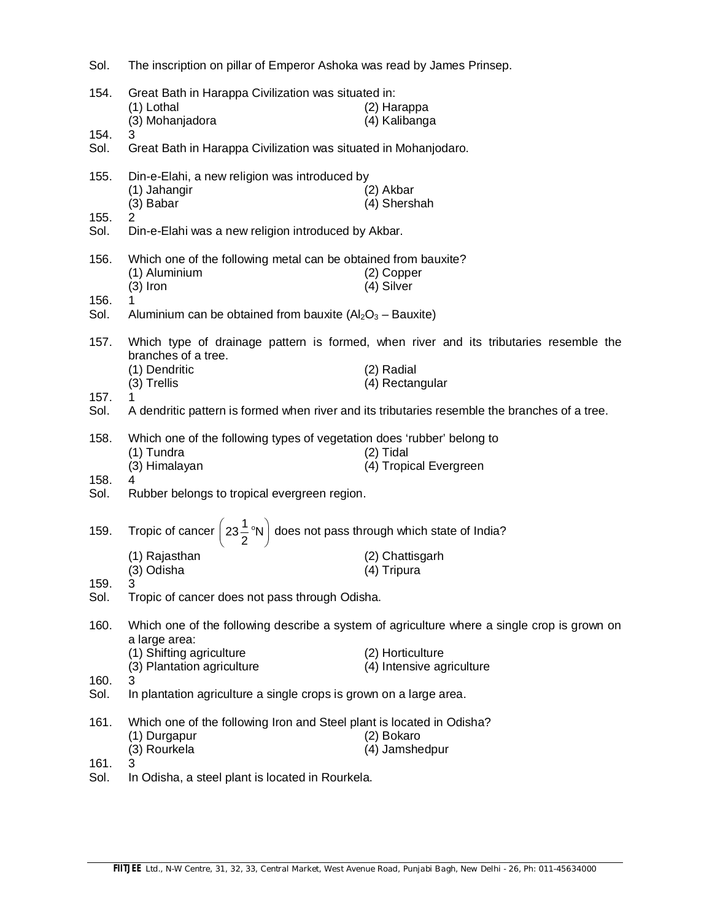Sol. The inscription on pillar of Emperor Ashoka was read by James Prinsep.

154. Great Bath in Harappa Civilization was situated in:
(1) Lothal (2) Harappa
(3) Mohanjadora (4) Kalibanga

154. 3

Sol. Great Bath in Harappa Civilization was situated in Mohanjodaro.

155. Din-e-Elahi, a new religion was introduced by
(1) Jahangir (2) Akbar
(3) Babar (4) Shershah

155. 2

Sol. Din-e-Elahi was a new religion introduced by Akbar.

156. Which one of the following metal can be obtained from bauxite?
(1) Aluminium (2) Copper
(3) Iron (4) Silver

156. 1

Sol. Aluminium can be obtained from bauxite ($Al_2O_3$ – Bauxite)

157. Which type of drainage pattern is formed, when river and its tributaries resemble the branches of a tree.
(1) Dendritic (2) Radial
(3) Trellis (4) Rectangular

157. 1

Sol. A dendritic pattern is formed when river and its tributaries resemble the branches of a tree.

158. Which one of the following types of vegetation does 'rubber' belong to
(1) Tundra (2) Tidal
(3) Himalayan (4) Tropical Evergreen

158. 4

Sol. Rubber belongs to tropical evergreen region.

159. Tropic of cancer $\left(23\frac{1}{2}{}^{\circ}N\right)$ does not pass through which state of India?
(1) Rajasthan (2) Chattisgarh
(3) Odisha (4) Tripura

159. 3

Sol. Tropic of cancer does not pass through Odisha.

160. Which one of the following describe a system of agriculture where a single crop is grown on a large area:
(1) Shifting agriculture (2) Horticulture
(3) Plantation agriculture (4) Intensive agriculture

160. 3

Sol. In plantation agriculture a single crops is grown on a large area.

161. Which one of the following Iron and Steel plant is located in Odisha?
(1) Durgapur (2) Bokaro
(3) Rourkela (4) Jamshedpur

161. 3

Sol. In Odisha, a steel plant is located in Rourkela.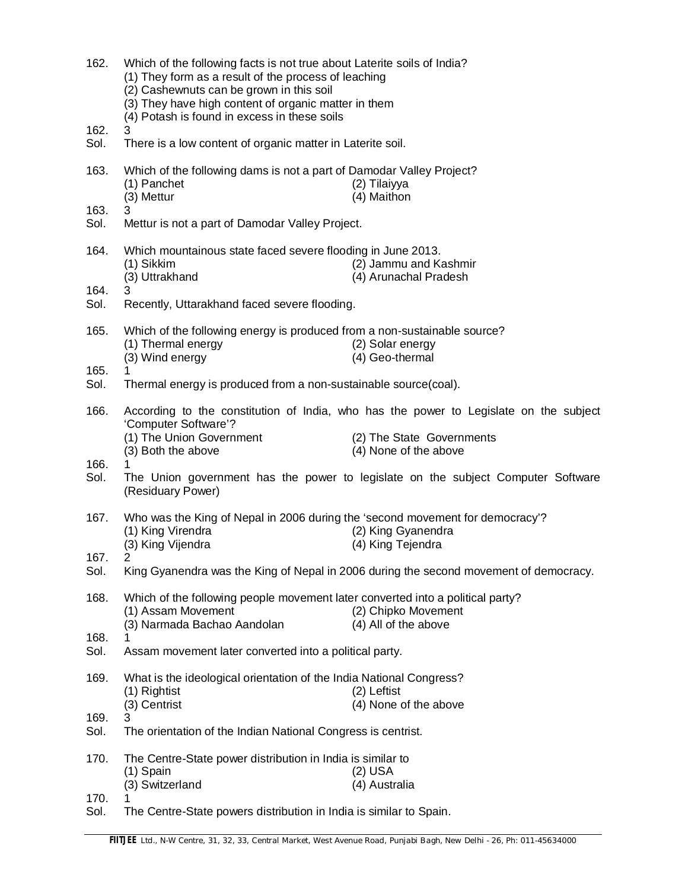162. Which of the following facts is not true about Laterite soils of India?
   (1) They form as a result of the process of leaching
   (2) Cashewnuts can be grown in this soil
   (3) They have high content of organic matter in them
   (4) Potash is found in excess in these soils

162. 3

Sol. There is a low content of organic matter in Laterite soil.

163. Which of the following dams is not a part of Damodar Valley Project?
   (1) Panchet  (2) Tilaiyya
   (3) Mettur  (4) Maithon

163. 3

Sol. Mettur is not a part of Damodar Valley Project.

164. Which mountainous state faced severe flooding in June 2013.
   (1) Sikkim  (2) Jammu and Kashmir
   (3) Uttrakhand  (4) Arunachal Pradesh

164. 3

Sol. Recently, Uttarakhand faced severe flooding.

165. Which of the following energy is produced from a non-sustainable source?
   (1) Thermal energy  (2) Solar energy
   (3) Wind energy  (4) Geo-thermal

165. 1

Sol. Thermal energy is produced from a non-sustainable source(coal).

166. According to the constitution of India, who has the power to Legislate on the subject 'Computer Software'?
   (1) The Union Government  (2) The State Governments
   (3) Both the above  (4) None of the above

166. 1

Sol. The Union government has the power to legislate on the subject Computer Software (Residuary Power)

167. Who was the King of Nepal in 2006 during the 'second movement for democracy'?
   (1) King Virendra  (2) King Gyanendra
   (3) King Vijendra  (4) King Tejendra

167. 2

Sol. King Gyanendra was the King of Nepal in 2006 during the second movement of democracy.

168. Which of the following people movement later converted into a political party?
   (1) Assam Movement  (2) Chipko Movement
   (3) Narmada Bachao Aandolan  (4) All of the above

168. 1

Sol. Assam movement later converted into a political party.

169. What is the ideological orientation of the India National Congress?
   (1) Rightist  (2) Leftist
   (3) Centrist  (4) None of the above

169. 3

Sol. The orientation of the Indian National Congress is centrist.

170. The Centre-State power distribution in India is similar to
   (1) Spain  (2) USA
   (3) Switzerland  (4) Australia

170. 1

Sol. The Centre-State powers distribution in India is similar to Spain.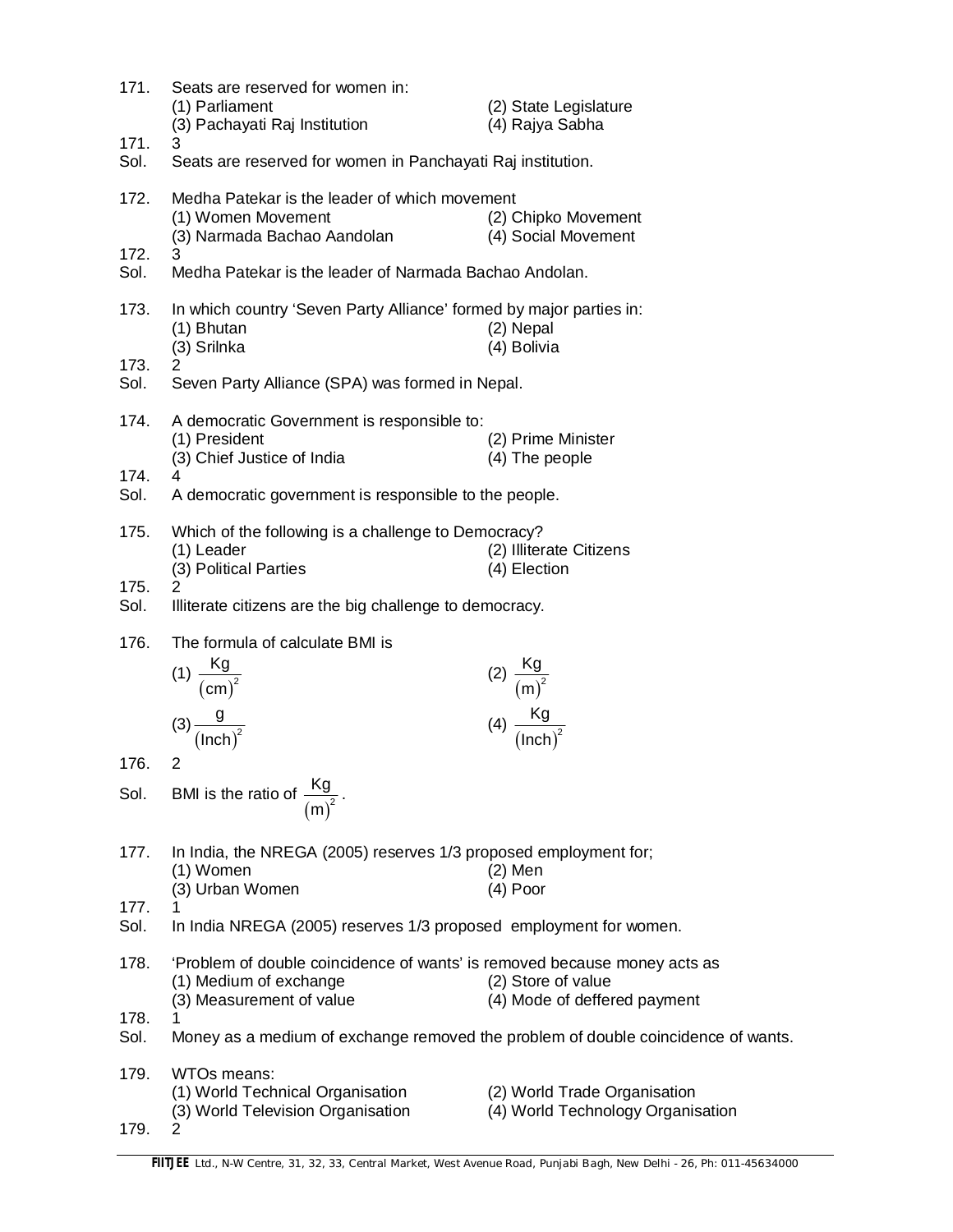171. Seats are reserved for women in:

(1) Parliament (2) State Legislature
(3) Pachayati Raj Institution (4) Rajya Sabha

171. 3

Sol. Seats are reserved for women in Panchayati Raj institution.

172. Medha Patekar is the leader of which movement

(1) Women Movement (2) Chipko Movement
(3) Narmada Bachao Aandolan (4) Social Movement

172. 3

Sol. Medha Patekar is the leader of Narmada Bachao Andolan.

173. In which country 'Seven Party Alliance' formed by major parties in:

(1) Bhutan (2) Nepal
(3) Srilnka (4) Bolivia

173. 2

Sol. Seven Party Alliance (SPA) was formed in Nepal.

174. A democratic Government is responsible to:

(1) President (2) Prime Minister
(3) Chief Justice of India (4) The people

174. 4

Sol. A democratic government is responsible to the people.

175. Which of the following is a challenge to Democracy?

(1) Leader (2) Illiterate Citizens
(3) Political Parties (4) Election

175. 2

Sol. Illiterate citizens are the big challenge to democracy.

176. The formula of calculate BMI is

(1) $\frac{\text{Kg}}{(\text{cm})^2}$ (2) $\frac{\text{Kg}}{(\text{m})^2}$

(3) $\frac{\text{g}}{(\text{Inch})^2}$ (4) $\frac{\text{Kg}}{(\text{Inch})^2}$

176. 2

Sol. BMI is the ratio of $\frac{\text{Kg}}{(\text{m})^2}$.

177. In India, the NREGA (2005) reserves 1/3 proposed employment for;

(1) Women (2) Men
(3) Urban Women (4) Poor

177. 1

Sol. In India NREGA (2005) reserves 1/3 proposed employment for women.

178. 'Problem of double coincidence of wants' is removed because money acts as

(1) Medium of exchange (2) Store of value
(3) Measurement of value (4) Mode of deffered payment

178. 1

Sol. Money as a medium of exchange removed the problem of double coincidence of wants.

179. WTOs means:

(1) World Technical Organisation (2) World Trade Organisation
(3) World Television Organisation (4) World Technology Organisation

179. 2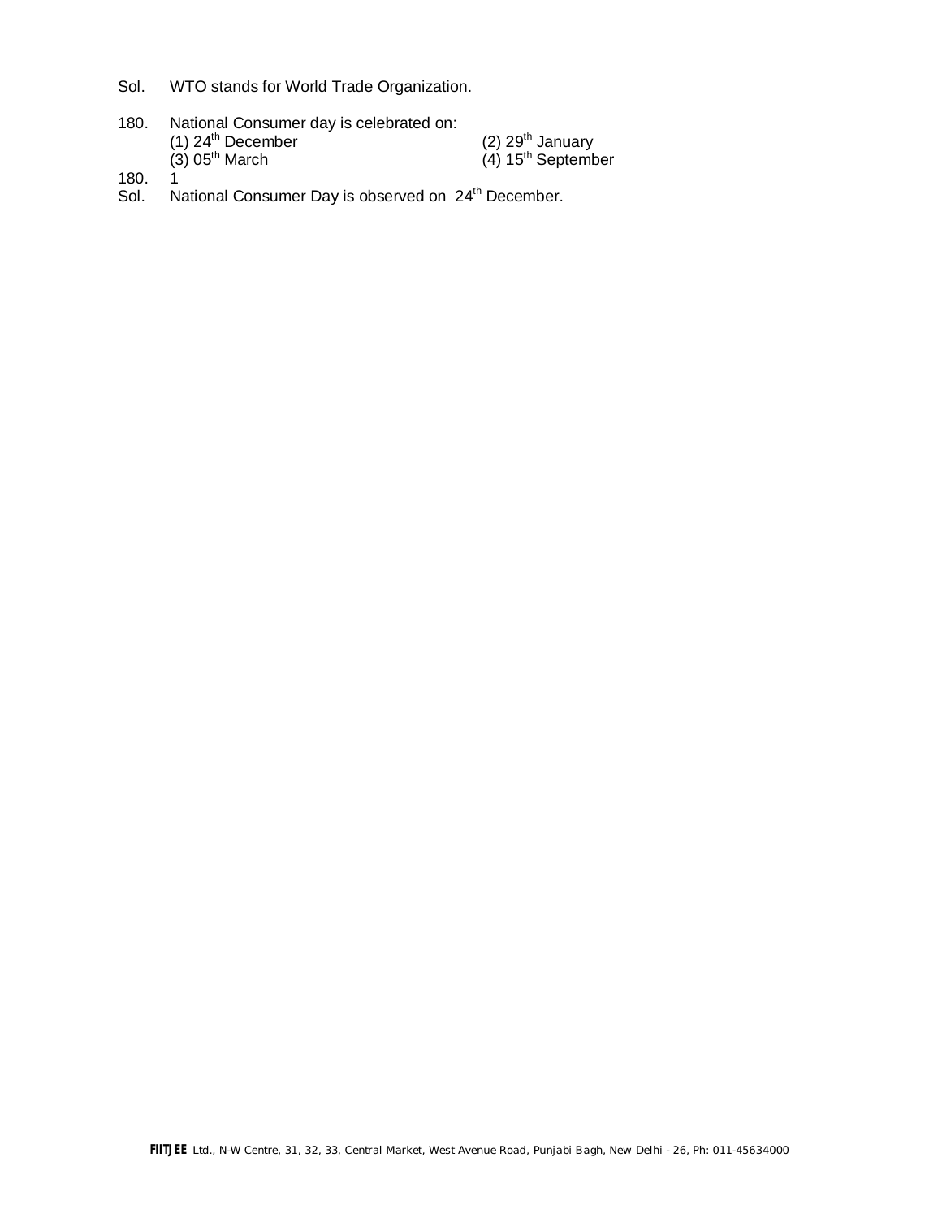Sol. WTO stands for World Trade Organization.

180. National Consumer day is celebrated on:

(1) 24th December (2) 29th January

(3) 05th March (4) 15th September

180. 1

Sol. National Consumer Day is observed on 24th December.